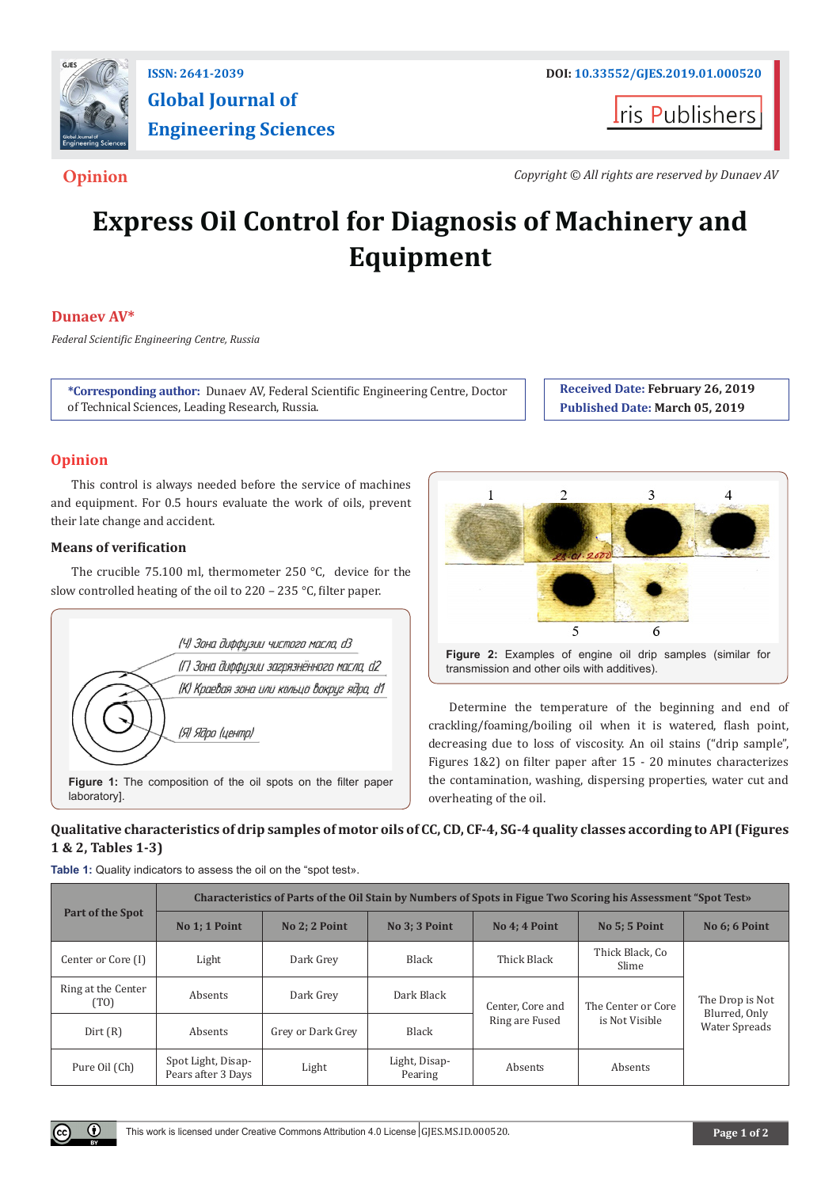# Express Oil Control for Diagnosis of Machinery and Equipment

**Dunaev AV***

*Federal Scientific Engineering Centre, Russia*

**\*Corresponding author:** Dunaev AV, Federal Scientific Engineering Centre, Doctor of Technical Sciences, Leading Research, Russia.

**Received Date:** February 26, 2019

**Published Date:** March 05, 2019

## Opinion

This control is always needed before the service of machines and equipment. For 0.5 hours evaluate the work of oils, prevent their late change and accident.

### Means of verification

The crucible 75.100 ml, thermometer 250 °C, device for the slow controlled heating of the oil to 220 – 235 °C, filter paper.

(Ч) Зона диффузии чистого масла, d3

(Г) Зона диффузии загрязнённого масла, d2

(К) Краевая зона или кольцо вокруг ядра, d1

(Я) Ядро (центр)

**Figure 1:** The composition of the oil spots on the filter paper laboratory].

**Figure 2:** Examples of engine oil drip samples (similar for transmission and other oils with additives).

Determine the temperature of the beginning and end of crackling/foaming/boiling oil when it is watered, flash point, decreasing due to loss of viscosity. An oil stains ("drip sample", Figures 1&2) on filter paper after 15 - 20 minutes characterizes the contamination, washing, dispersing properties, water cut and overheating of the oil.

### Qualitative characteristics of drip samples of motor oils of CC, CD, CF-4, SG-4 quality classes according to API (Figures 1 & 2, Tables 1-3)

**Table 1:** Quality indicators to assess the oil on the "spot test».

| Part of the Spot | Characteristics of Parts of the Oil Stain by Numbers of Spots in Figue Two Scoring his Assessment "Spot Test» | | | | | |
|---|---|---|---|---|---|---|
| | No 1; 1 Point | No 2; 2 Point | No 3; 3 Point | No 4; 4 Point | No 5; 5 Point | No 6; 6 Point |
| Center or Core (I) | Light | Dark Grey | Black | Thick Black | Thick Black, Co Slime | The Drop is Not Blurred, Only Water Spreads |
| Ring at the Center (TO) | Absents | Dark Grey | Dark Black | Center, Core and Ring are Fused | The Center or Core is Not Visible | |
| Dirt (R) | Absents | Grey or Dark Grey | Black | | | |
| Pure Oil (Ch) | Spot Light, Disappears after 3 Days | Light | Light, Disappearing | Absents | Absents | |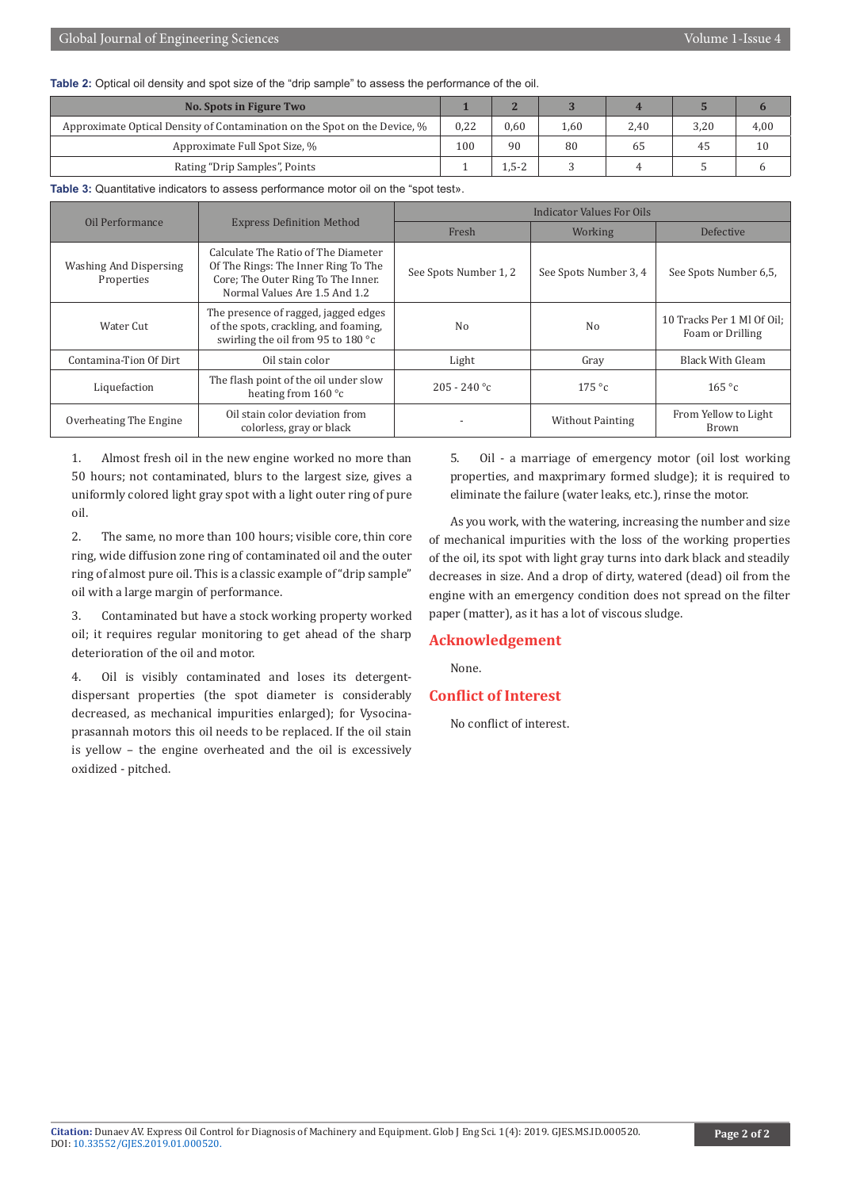**Table 2:** Optical oil density and spot size of the "drip sample" to assess the performance of the oil.

| No. Spots in Figure Two | 1 | 2 | 3 | 4 | 5 | 6 |
|---|---|---|---|---|---|---|
| Approximate Optical Density of Contamination on the Spot on the Device, % | 0,22 | 0,60 | 1,60 | 2,40 | 3,20 | 4,00 |
| Approximate Full Spot Size, % | 100 | 90 | 80 | 65 | 45 | 10 |
| Rating "Drip Samples", Points | 1 | 1,5-2 | 3 | 4 | 5 | 6 |

**Table 3:** Quantitative indicators to assess performance motor oil on the "spot test».

| Oil Performance | Express Definition Method | Indicator Values For Oils | | |
|---|---|---|---|---|
| | | Fresh | Working | Defective |
| Washing And Dispersing Properties | Calculate The Ratio of The Diameter Of The Rings: The Inner Ring To The Core; The Outer Ring To The Inner. Normal Values Are 1.5 And 1.2 | See Spots Number 1, 2 | See Spots Number 3, 4 | See Spots Number 6,5, |
| Water Cut | The presence of ragged, jagged edges of the spots, crackling, and foaming, swirling the oil from 95 to 180 °c | No | No | 10 Tracks Per 1 Ml Of Oil; Foam or Drilling |
| Contamina-Tion Of Dirt | Oil stain color | Light | Gray | Black With Gleam |
| Liquefaction | The flash point of the oil under slow heating from 160 °c | 205 - 240 °c | 175 °c | 165 °c |
| Overheating The Engine | Oil stain color deviation from colorless, gray or black | - | Without Painting | From Yellow to Light Brown |

1. Almost fresh oil in the new engine worked no more than 50 hours; not contaminated, blurs to the largest size, gives a uniformly colored light gray spot with a light outer ring of pure oil.

2. The same, no more than 100 hours; visible core, thin core ring, wide diffusion zone ring of contaminated oil and the outer ring of almost pure oil. This is a classic example of "drip sample" oil with a large margin of performance.

3. Contaminated but have a stock working property worked oil; it requires regular monitoring to get ahead of the sharp deterioration of the oil and motor.

4. Oil is visibly contaminated and loses its detergent-dispersant properties (the spot diameter is considerably decreased, as mechanical impurities enlarged); for Vysocina-prasannah motors this oil needs to be replaced. If the oil stain is yellow – the engine overheated and the oil is excessively oxidized - pitched.

5. Oil - a marriage of emergency motor (oil lost working properties, and maxprimary formed sludge); it is required to eliminate the failure (water leaks, etc.), rinse the motor.

As you work, with the watering, increasing the number and size of mechanical impurities with the loss of the working properties of the oil, its spot with light gray turns into dark black and steadily decreases in size. And a drop of dirty, watered (dead) oil from the engine with an emergency condition does not spread on the filter paper (matter), as it has a lot of viscous sludge.

## Acknowledgement

None.

## Conflict of Interest

No conflict of interest.